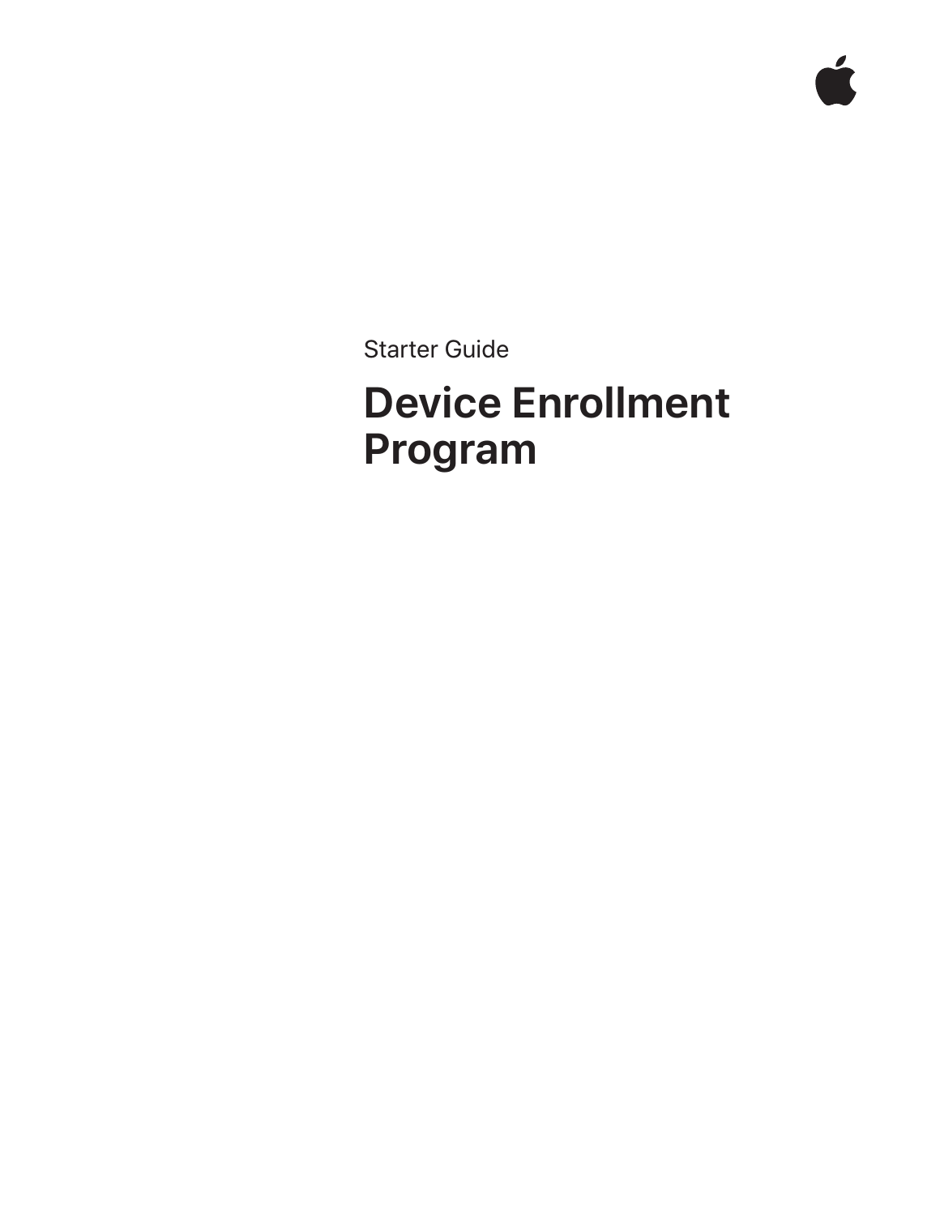Starter Guide

# Device Enrollment Program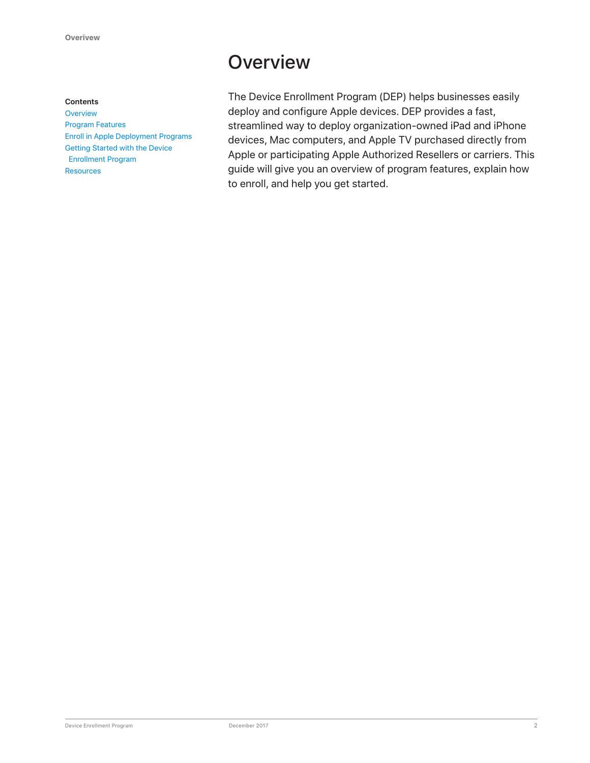# Overview

**Contents**

- Overview
- Program Features
- Enroll in Apple Deployment Programs
- Getting Started with the Device Enrollment Program
- Resources

The Device Enrollment Program (DEP) helps businesses easily deploy and configure Apple devices. DEP provides a fast, streamlined way to deploy organization-owned iPad and iPhone devices, Mac computers, and Apple TV purchased directly from Apple or participating Apple Authorized Resellers or carriers. This guide will give you an overview of program features, explain how to enroll, and help you get started.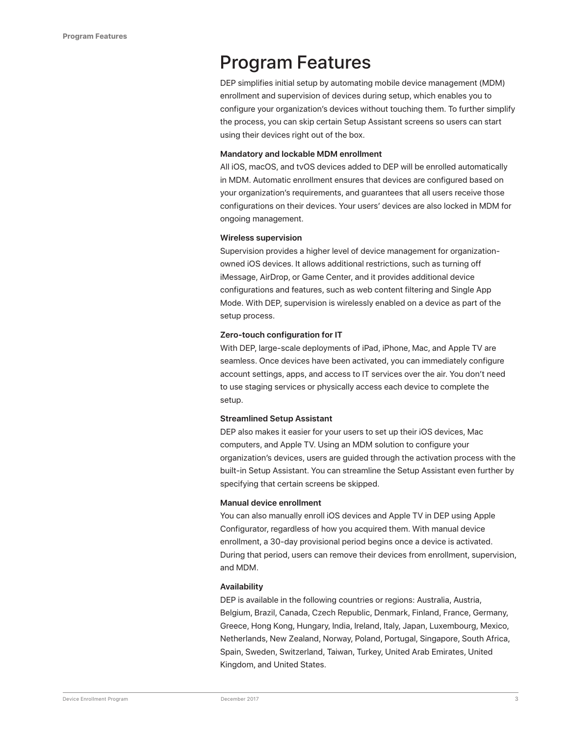# Program Features

DEP simplifies initial setup by automating mobile device management (MDM) enrollment and supervision of devices during setup, which enables you to configure your organization's devices without touching them. To further simplify the process, you can skip certain Setup Assistant screens so users can start using their devices right out of the box.

**Mandatory and lockable MDM enrollment**

All iOS, macOS, and tvOS devices added to DEP will be enrolled automatically in MDM. Automatic enrollment ensures that devices are configured based on your organization's requirements, and guarantees that all users receive those configurations on their devices. Your users' devices are also locked in MDM for ongoing management.

**Wireless supervision**

Supervision provides a higher level of device management for organization-owned iOS devices. It allows additional restrictions, such as turning off iMessage, AirDrop, or Game Center, and it provides additional device configurations and features, such as web content filtering and Single App Mode. With DEP, supervision is wirelessly enabled on a device as part of the setup process.

**Zero-touch configuration for IT**

With DEP, large-scale deployments of iPad, iPhone, Mac, and Apple TV are seamless. Once devices have been activated, you can immediately configure account settings, apps, and access to IT services over the air. You don't need to use staging services or physically access each device to complete the setup.

**Streamlined Setup Assistant**

DEP also makes it easier for your users to set up their iOS devices, Mac computers, and Apple TV. Using an MDM solution to configure your organization's devices, users are guided through the activation process with the built-in Setup Assistant. You can streamline the Setup Assistant even further by specifying that certain screens be skipped.

**Manual device enrollment**

You can also manually enroll iOS devices and Apple TV in DEP using Apple Configurator, regardless of how you acquired them. With manual device enrollment, a 30-day provisional period begins once a device is activated. During that period, users can remove their devices from enrollment, supervision, and MDM.

**Availability**

DEP is available in the following countries or regions: Australia, Austria, Belgium, Brazil, Canada, Czech Republic, Denmark, Finland, France, Germany, Greece, Hong Kong, Hungary, India, Ireland, Italy, Japan, Luxembourg, Mexico, Netherlands, New Zealand, Norway, Poland, Portugal, Singapore, South Africa, Spain, Sweden, Switzerland, Taiwan, Turkey, United Arab Emirates, United Kingdom, and United States.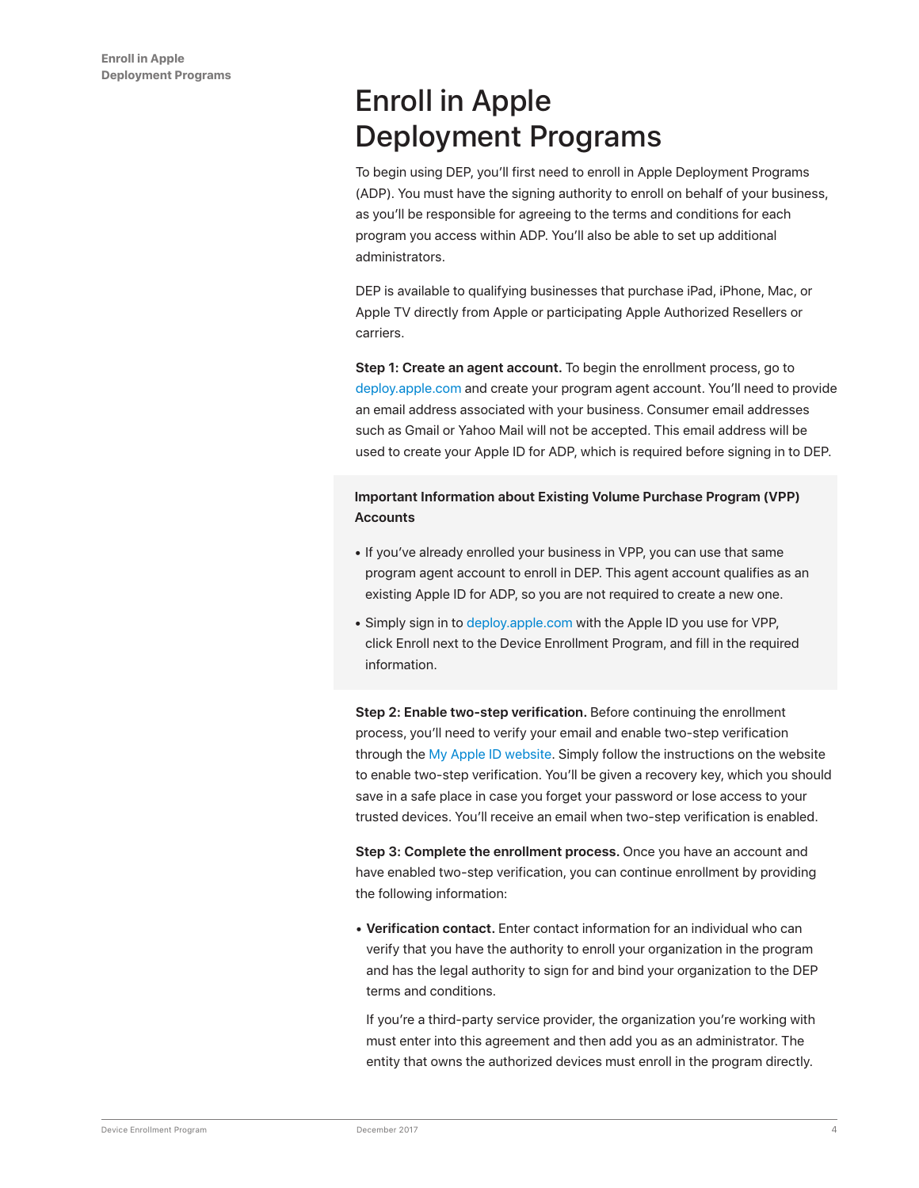# Enroll in Apple Deployment Programs

To begin using DEP, you'll first need to enroll in Apple Deployment Programs (ADP). You must have the signing authority to enroll on behalf of your business, as you'll be responsible for agreeing to the terms and conditions for each program you access within ADP. You'll also be able to set up additional administrators.

DEP is available to qualifying businesses that purchase iPad, iPhone, Mac, or Apple TV directly from Apple or participating Apple Authorized Resellers or carriers.

**Step 1: Create an agent account.** To begin the enrollment process, go to deploy.apple.com and create your program agent account. You'll need to provide an email address associated with your business. Consumer email addresses such as Gmail or Yahoo Mail will not be accepted. This email address will be used to create your Apple ID for ADP, which is required before signing in to DEP.

**Important Information about Existing Volume Purchase Program (VPP) Accounts**

- If you've already enrolled your business in VPP, you can use that same program agent account to enroll in DEP. This agent account qualifies as an existing Apple ID for ADP, so you are not required to create a new one.
- Simply sign in to deploy.apple.com with the Apple ID you use for VPP, click Enroll next to the Device Enrollment Program, and fill in the required information.

**Step 2: Enable two-step verification.** Before continuing the enrollment process, you'll need to verify your email and enable two-step verification through the My Apple ID website. Simply follow the instructions on the website to enable two-step verification. You'll be given a recovery key, which you should save in a safe place in case you forget your password or lose access to your trusted devices. You'll receive an email when two-step verification is enabled.

**Step 3: Complete the enrollment process.** Once you have an account and have enabled two-step verification, you can continue enrollment by providing the following information:

- **Verification contact.** Enter contact information for an individual who can verify that you have the authority to enroll your organization in the program and has the legal authority to sign for and bind your organization to the DEP terms and conditions.

  If you're a third-party service provider, the organization you're working with must enter into this agreement and then add you as an administrator. The entity that owns the authorized devices must enroll in the program directly.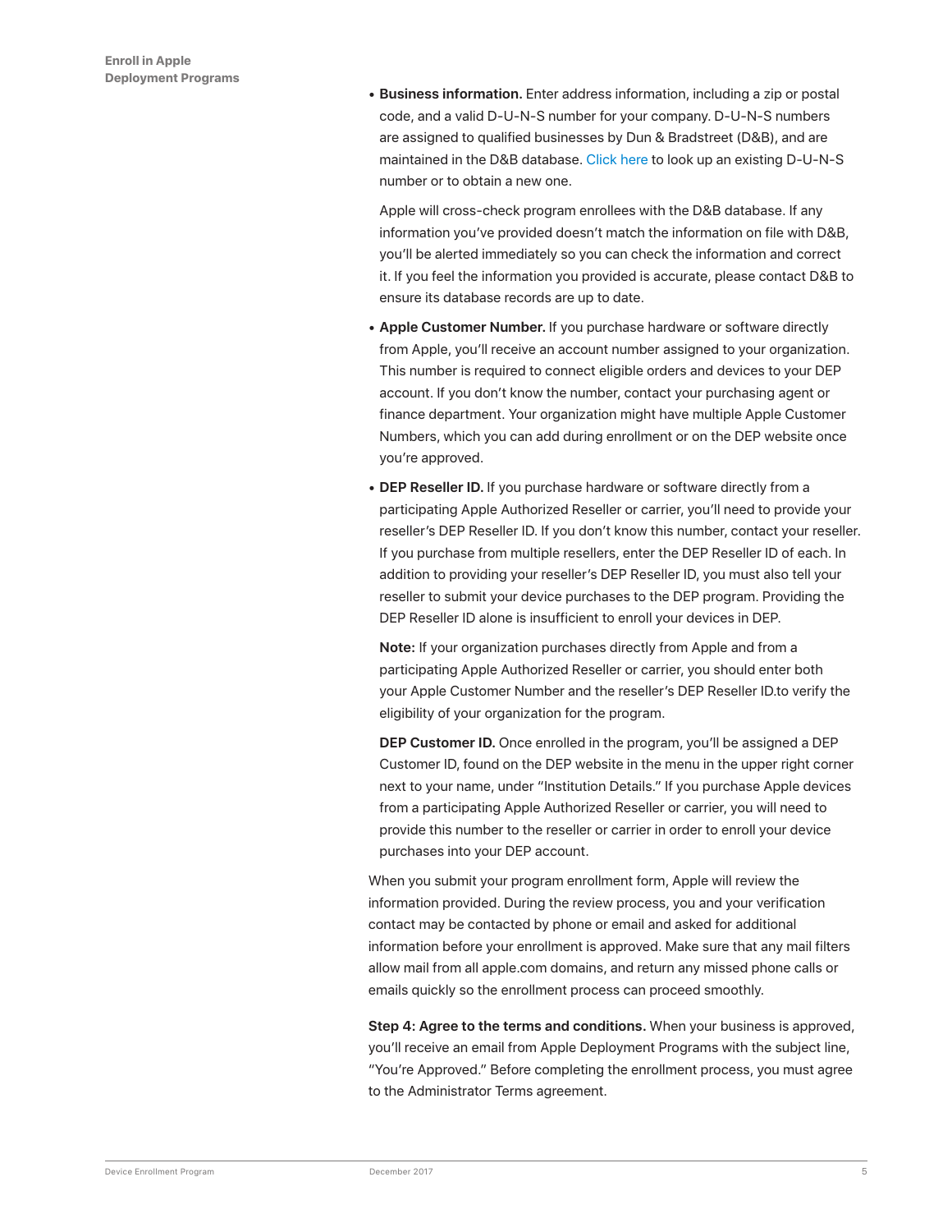- **Business information.** Enter address information, including a zip or postal code, and a valid D-U-N-S number for your company. D-U-N-S numbers are assigned to qualified businesses by Dun & Bradstreet (D&B), and are maintained in the D&B database. Click here to look up an existing D-U-N-S number or to obtain a new one.

  Apple will cross-check program enrollees with the D&B database. If any information you've provided doesn't match the information on file with D&B, you'll be alerted immediately so you can check the information and correct it. If you feel the information you provided is accurate, please contact D&B to ensure its database records are up to date.

- **Apple Customer Number.** If you purchase hardware or software directly from Apple, you'll receive an account number assigned to your organization. This number is required to connect eligible orders and devices to your DEP account. If you don't know the number, contact your purchasing agent or finance department. Your organization might have multiple Apple Customer Numbers, which you can add during enrollment or on the DEP website once you're approved.

- **DEP Reseller ID.** If you purchase hardware or software directly from a participating Apple Authorized Reseller or carrier, you'll need to provide your reseller's DEP Reseller ID. If you don't know this number, contact your reseller. If you purchase from multiple resellers, enter the DEP Reseller ID of each. In addition to providing your reseller's DEP Reseller ID, you must also tell your reseller to submit your device purchases to the DEP program. Providing the DEP Reseller ID alone is insufficient to enroll your devices in DEP.

  **Note:** If your organization purchases directly from Apple and from a participating Apple Authorized Reseller or carrier, you should enter both your Apple Customer Number and the reseller's DEP Reseller ID.to verify the eligibility of your organization for the program.

  **DEP Customer ID.** Once enrolled in the program, you'll be assigned a DEP Customer ID, found on the DEP website in the menu in the upper right corner next to your name, under "Institution Details." If you purchase Apple devices from a participating Apple Authorized Reseller or carrier, you will need to provide this number to the reseller or carrier in order to enroll your device purchases into your DEP account.

When you submit your program enrollment form, Apple will review the information provided. During the review process, you and your verification contact may be contacted by phone or email and asked for additional information before your enrollment is approved. Make sure that any mail filters allow mail from all apple.com domains, and return any missed phone calls or emails quickly so the enrollment process can proceed smoothly.

**Step 4: Agree to the terms and conditions.** When your business is approved, you'll receive an email from Apple Deployment Programs with the subject line, "You're Approved." Before completing the enrollment process, you must agree to the Administrator Terms agreement.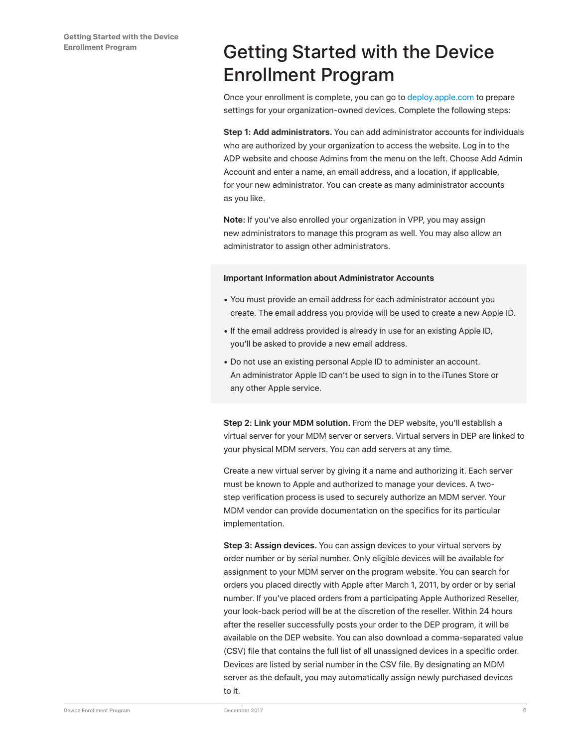# Getting Started with the Device Enrollment Program

Once your enrollment is complete, you can go to deploy.apple.com to prepare settings for your organization-owned devices. Complete the following steps:

**Step 1: Add administrators.** You can add administrator accounts for individuals who are authorized by your organization to access the website. Log in to the ADP website and choose Admins from the menu on the left. Choose Add Admin Account and enter a name, an email address, and a location, if applicable, for your new administrator. You can create as many administrator accounts as you like.

**Note:** If you've also enrolled your organization in VPP, you may assign new administrators to manage this program as well. You may also allow an administrator to assign other administrators.

**Important Information about Administrator Accounts**

- You must provide an email address for each administrator account you create. The email address you provide will be used to create a new Apple ID.
- If the email address provided is already in use for an existing Apple ID, you'll be asked to provide a new email address.
- Do not use an existing personal Apple ID to administer an account. An administrator Apple ID can't be used to sign in to the iTunes Store or any other Apple service.

**Step 2: Link your MDM solution.** From the DEP website, you'll establish a virtual server for your MDM server or servers. Virtual servers in DEP are linked to your physical MDM servers. You can add servers at any time.

Create a new virtual server by giving it a name and authorizing it. Each server must be known to Apple and authorized to manage your devices. A two-step verification process is used to securely authorize an MDM server. Your MDM vendor can provide documentation on the specifics for its particular implementation.

**Step 3: Assign devices.** You can assign devices to your virtual servers by order number or by serial number. Only eligible devices will be available for assignment to your MDM server on the program website. You can search for orders you placed directly with Apple after March 1, 2011, by order or by serial number. If you've placed orders from a participating Apple Authorized Reseller, your look-back period will be at the discretion of the reseller. Within 24 hours after the reseller successfully posts your order to the DEP program, it will be available on the DEP website. You can also download a comma-separated value (CSV) file that contains the full list of all unassigned devices in a specific order. Devices are listed by serial number in the CSV file. By designating an MDM server as the default, you may automatically assign newly purchased devices to it.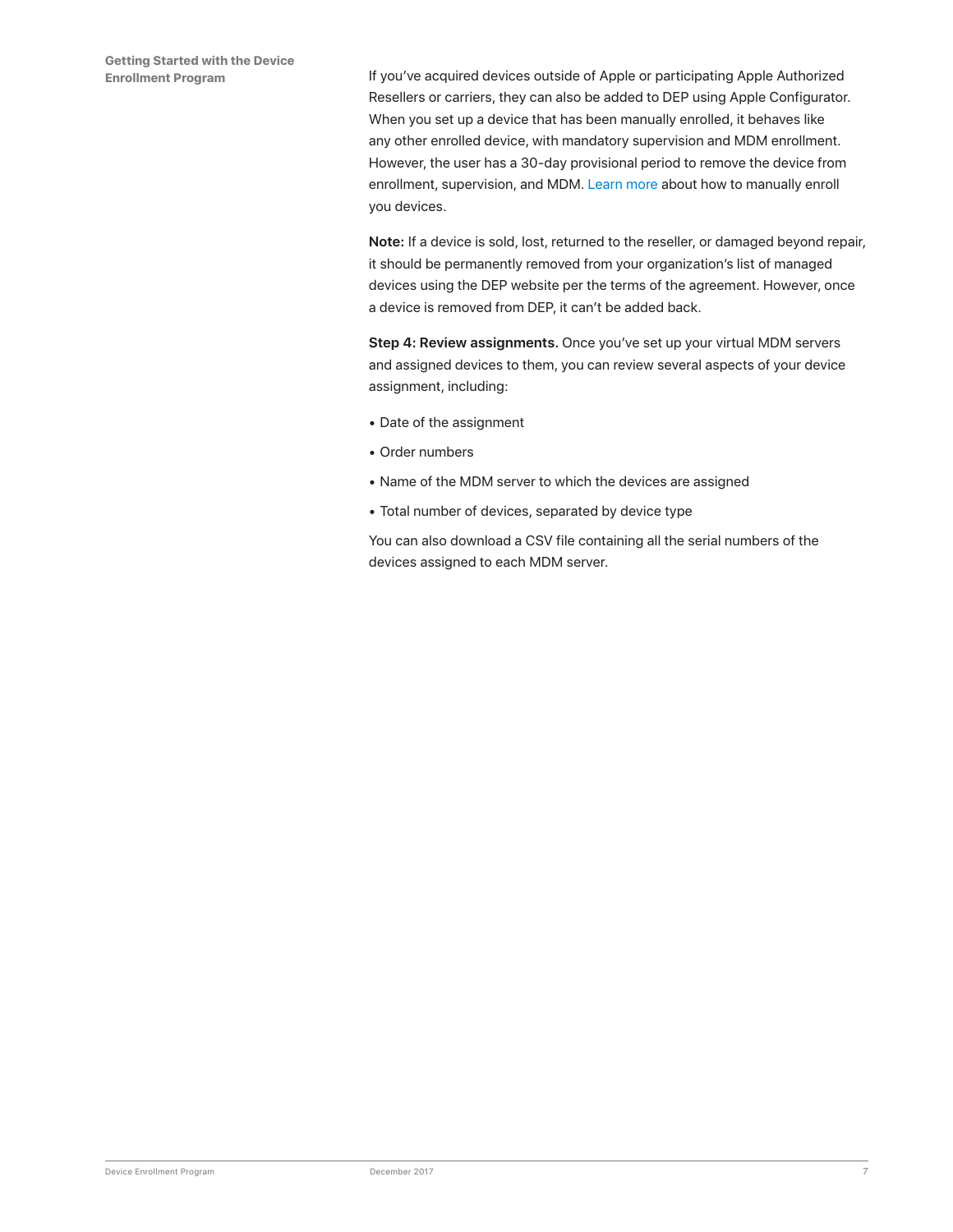If you've acquired devices outside of Apple or participating Apple Authorized Resellers or carriers, they can also be added to DEP using Apple Configurator. When you set up a device that has been manually enrolled, it behaves like any other enrolled device, with mandatory supervision and MDM enrollment. However, the user has a 30-day provisional period to remove the device from enrollment, supervision, and MDM. Learn more about how to manually enroll you devices.

**Note:** If a device is sold, lost, returned to the reseller, or damaged beyond repair, it should be permanently removed from your organization's list of managed devices using the DEP website per the terms of the agreement. However, once a device is removed from DEP, it can't be added back.

**Step 4: Review assignments.** Once you've set up your virtual MDM servers and assigned devices to them, you can review several aspects of your device assignment, including:

- Date of the assignment
- Order numbers
- Name of the MDM server to which the devices are assigned
- Total number of devices, separated by device type

You can also download a CSV file containing all the serial numbers of the devices assigned to each MDM server.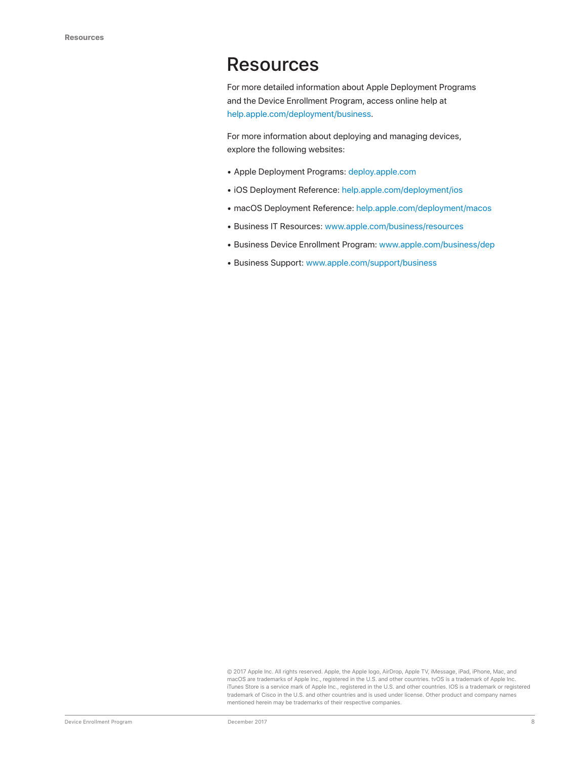# Resources

For more detailed information about Apple Deployment Programs and the Device Enrollment Program, access online help at help.apple.com/deployment/business.

For more information about deploying and managing devices, explore the following websites:

- Apple Deployment Programs: deploy.apple.com
- iOS Deployment Reference: help.apple.com/deployment/ios
- macOS Deployment Reference: help.apple.com/deployment/macos
- Business IT Resources: www.apple.com/business/resources
- Business Device Enrollment Program: www.apple.com/business/dep
- Business Support: www.apple.com/support/business

© 2017 Apple Inc. All rights reserved. Apple, the Apple logo, AirDrop, Apple TV, iMessage, iPad, iPhone, Mac, and macOS are trademarks of Apple Inc., registered in the U.S. and other countries. tvOS is a trademark of Apple Inc. iTunes Store is a service mark of Apple Inc., registered in the U.S. and other countries. IOS is a trademark or registered trademark of Cisco in the U.S. and other countries and is used under license. Other product and company names mentioned herein may be trademarks of their respective companies.